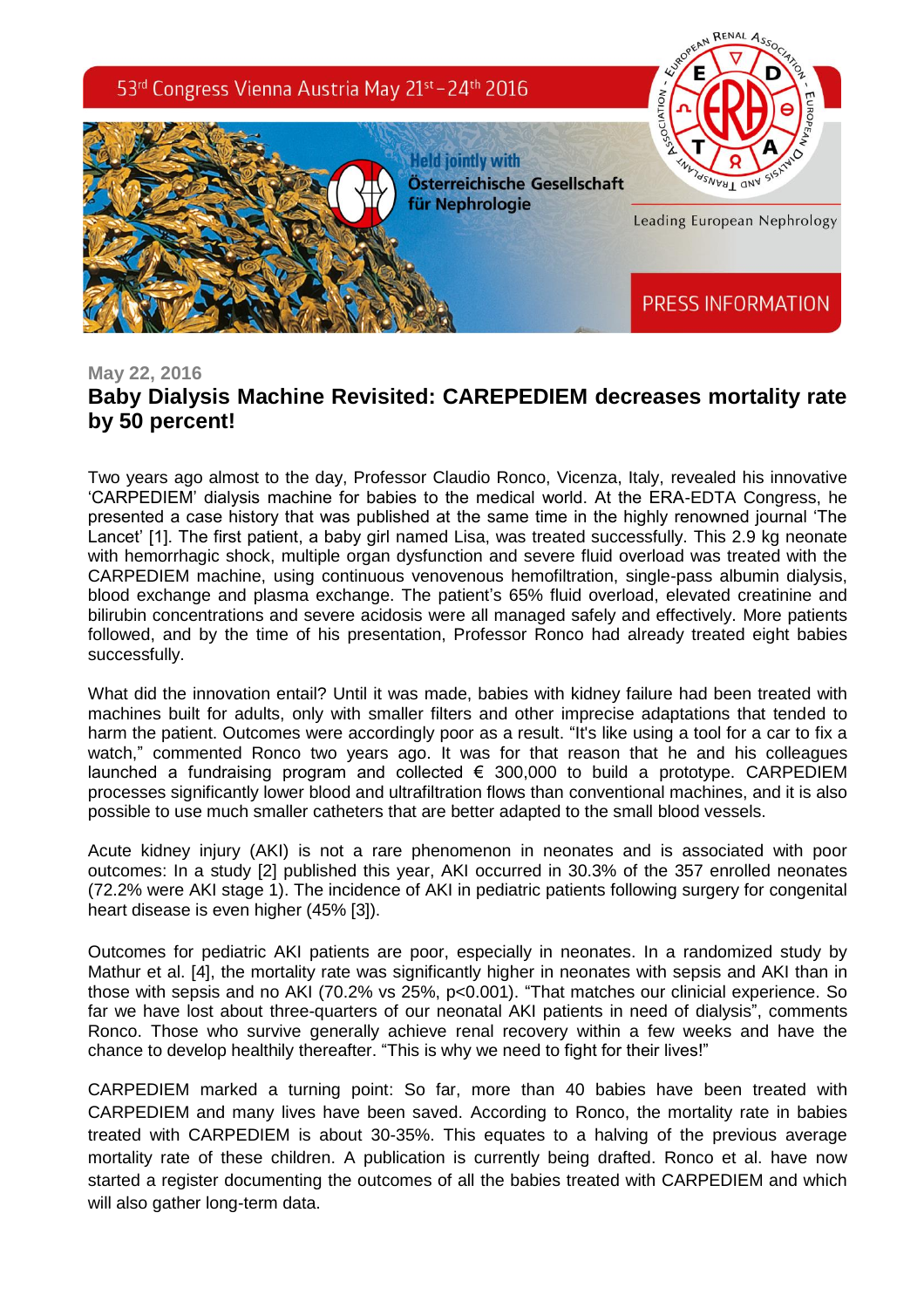May 22, 2016

# Baby Dialysis Machine Revisited: CAREPEDIEM decreases mortality rate by 50 percent!

Two years ago almost to the day, Professor Claudio Ronco, Vicenza, Italy, revealed his innovative ‘CARPEDIEM’ dialysis machine for babies to the medical world. At the ERA-EDTA Congress, he presented a case history that was published at the same time in the highly renowned journal ‘The Lancet’ [1]. The first patient, a baby girl named Lisa, was treated successfully. This 2.9 kg neonate with hemorrhagic shock, multiple organ dysfunction and severe fluid overload was treated with the CARPEDIEM machine, using continuous venovenous hemofiltration, single-pass albumin dialysis, blood exchange and plasma exchange. The patient’s 65% fluid overload, elevated creatinine and bilirubin concentrations and severe acidosis were all managed safely and effectively. More patients followed, and by the time of his presentation, Professor Ronco had already treated eight babies successfully.

What did the innovation entail? Until it was made, babies with kidney failure had been treated with machines built for adults, only with smaller filters and other imprecise adaptations that tended to harm the patient. Outcomes were accordingly poor as a result. “It's like using a tool for a car to fix a watch,” commented Ronco two years ago. It was for that reason that he and his colleagues launched a fundraising program and collected € 300,000 to build a prototype. CARPEDIEM processes significantly lower blood and ultrafiltration flows than conventional machines, and it is also possible to use much smaller catheters that are better adapted to the small blood vessels.

Acute kidney injury (AKI) is not a rare phenomenon in neonates and is associated with poor outcomes: In a study [2] published this year, AKI occurred in 30.3% of the 357 enrolled neonates (72.2% were AKI stage 1). The incidence of AKI in pediatric patients following surgery for congenital heart disease is even higher (45% [3]).

Outcomes for pediatric AKI patients are poor, especially in neonates. In a randomized study by Mathur et al. [4], the mortality rate was significantly higher in neonates with sepsis and AKI than in those with sepsis and no AKI (70.2% vs 25%, $p<0.001$). “That matches our clinicial experience. So far we have lost about three-quarters of our neonatal AKI patients in need of dialysis”, comments Ronco. Those who survive generally achieve renal recovery within a few weeks and have the chance to develop healthily thereafter. “This is why we need to fight for their lives!”

CARPEDIEM marked a turning point: So far, more than 40 babies have been treated with CARPEDIEM and many lives have been saved. According to Ronco, the mortality rate in babies treated with CARPEDIEM is about 30-35%. This equates to a halving of the previous average mortality rate of these children. A publication is currently being drafted. Ronco et al. have now started a register documenting the outcomes of all the babies treated with CARPEDIEM and which will also gather long-term data.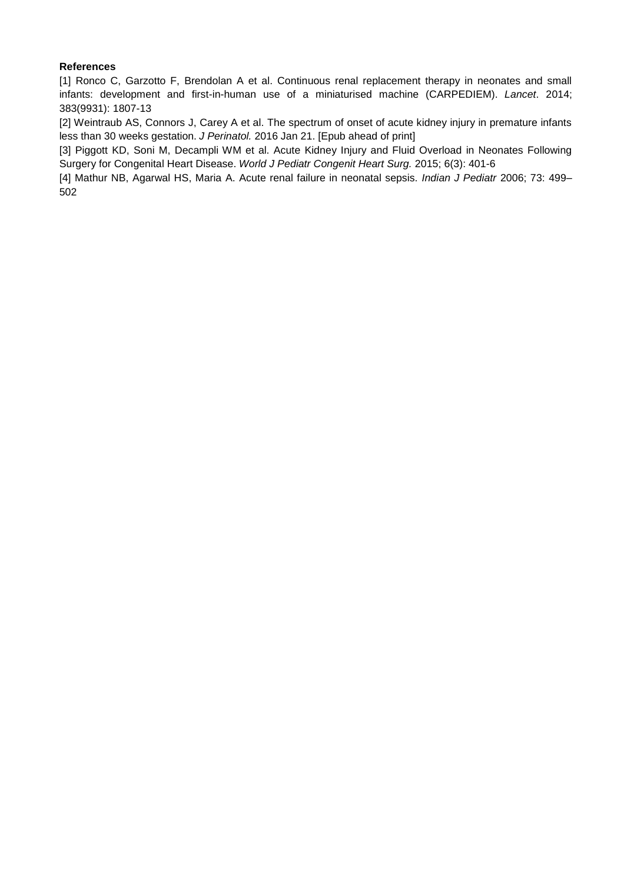**References**

[1] Ronco C, Garzotto F, Brendolan A et al. Continuous renal replacement therapy in neonates and small infants: development and first-in-human use of a miniaturised machine (CARPEDIEM). *Lancet*. 2014; 383(9931): 1807-13

[2] Weintraub AS, Connors J, Carey A et al. The spectrum of onset of acute kidney injury in premature infants less than 30 weeks gestation. *J Perinatol.* 2016 Jan 21. [Epub ahead of print]

[3] Piggott KD, Soni M, Decampli WM et al. Acute Kidney Injury and Fluid Overload in Neonates Following Surgery for Congenital Heart Disease. *World J Pediatr Congenit Heart Surg.* 2015; 6(3): 401-6

[4] Mathur NB, Agarwal HS, Maria A. Acute renal failure in neonatal sepsis. *Indian J Pediatr* 2006; 73: 499–502